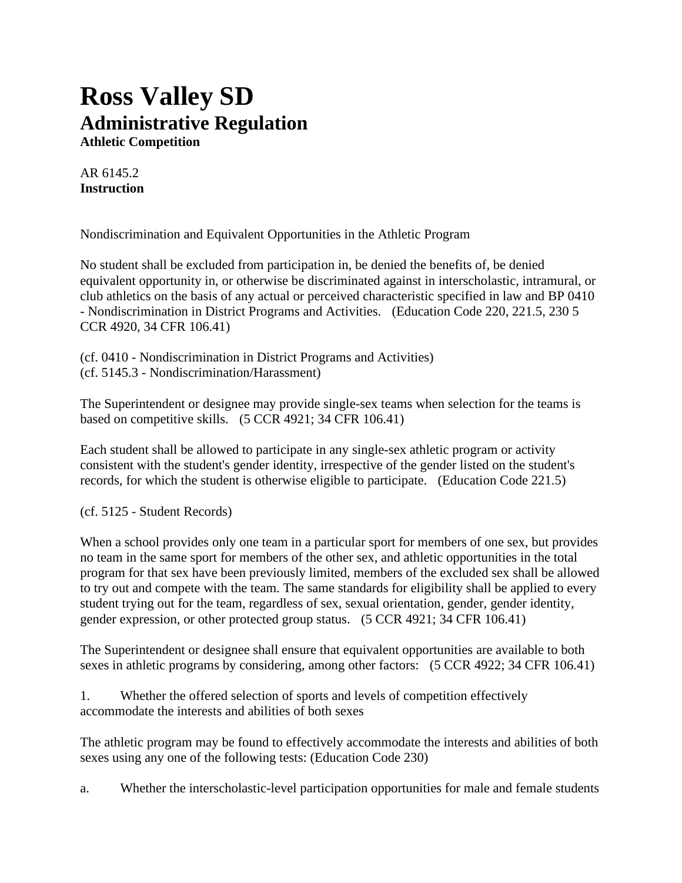# Ross Valley SD

## Administrative Regulation

**Athletic Competition**

AR 6145.2
**Instruction**

Nondiscrimination and Equivalent Opportunities in the Athletic Program

No student shall be excluded from participation in, be denied the benefits of, be denied equivalent opportunity in, or otherwise be discriminated against in interscholastic, intramural, or club athletics on the basis of any actual or perceived characteristic specified in law and BP 0410 - Nondiscrimination in District Programs and Activities.   (Education Code 220, 221.5, 230 5 CCR 4920, 34 CFR 106.41)

(cf. 0410 - Nondiscrimination in District Programs and Activities)
(cf. 5145.3 - Nondiscrimination/Harassment)

The Superintendent or designee may provide single-sex teams when selection for the teams is based on competitive skills.   (5 CCR 4921; 34 CFR 106.41)

Each student shall be allowed to participate in any single-sex athletic program or activity consistent with the student's gender identity, irrespective of the gender listed on the student's records, for which the student is otherwise eligible to participate.   (Education Code 221.5)

(cf. 5125 - Student Records)

When a school provides only one team in a particular sport for members of one sex, but provides no team in the same sport for members of the other sex, and athletic opportunities in the total program for that sex have been previously limited, members of the excluded sex shall be allowed to try out and compete with the team. The same standards for eligibility shall be applied to every student trying out for the team, regardless of sex, sexual orientation, gender, gender identity, gender expression, or other protected group status.   (5 CCR 4921; 34 CFR 106.41)

The Superintendent or designee shall ensure that equivalent opportunities are available to both sexes in athletic programs by considering, among other factors:   (5 CCR 4922; 34 CFR 106.41)

1. Whether the offered selection of sports and levels of competition effectively accommodate the interests and abilities of both sexes

The athletic program may be found to effectively accommodate the interests and abilities of both sexes using any one of the following tests: (Education Code 230)

a. Whether the interscholastic-level participation opportunities for male and female students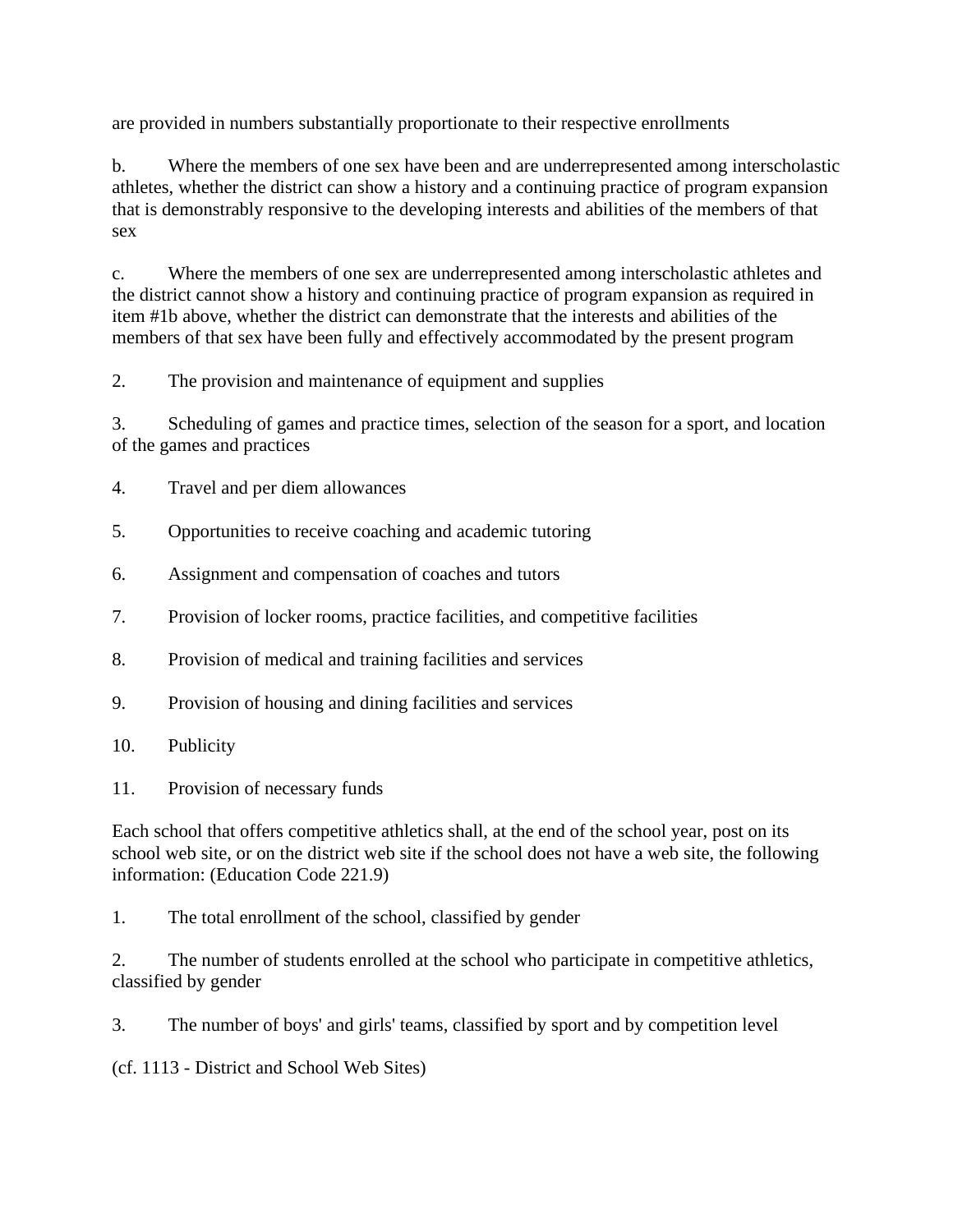are provided in numbers substantially proportionate to their respective enrollments

b. Where the members of one sex have been and are underrepresented among interscholastic athletes, whether the district can show a history and a continuing practice of program expansion that is demonstrably responsive to the developing interests and abilities of the members of that sex

c. Where the members of one sex are underrepresented among interscholastic athletes and the district cannot show a history and continuing practice of program expansion as required in item #1b above, whether the district can demonstrate that the interests and abilities of the members of that sex have been fully and effectively accommodated by the present program

2. The provision and maintenance of equipment and supplies

3. Scheduling of games and practice times, selection of the season for a sport, and location of the games and practices

4. Travel and per diem allowances

5. Opportunities to receive coaching and academic tutoring

6. Assignment and compensation of coaches and tutors

7. Provision of locker rooms, practice facilities, and competitive facilities

8. Provision of medical and training facilities and services

9. Provision of housing and dining facilities and services

10. Publicity

11. Provision of necessary funds

Each school that offers competitive athletics shall, at the end of the school year, post on its school web site, or on the district web site if the school does not have a web site, the following information: (Education Code 221.9)

1. The total enrollment of the school, classified by gender

2. The number of students enrolled at the school who participate in competitive athletics, classified by gender

3. The number of boys' and girls' teams, classified by sport and by competition level

(cf. 1113 - District and School Web Sites)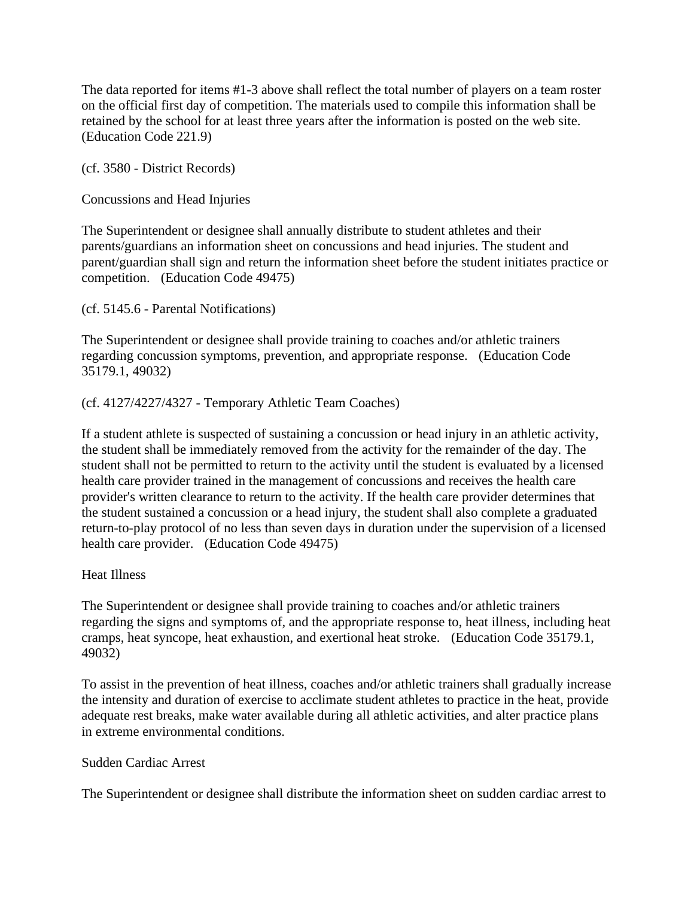The data reported for items #1-3 above shall reflect the total number of players on a team roster on the official first day of competition. The materials used to compile this information shall be retained by the school for at least three years after the information is posted on the web site. (Education Code 221.9)

(cf. 3580 - District Records)

Concussions and Head Injuries

The Superintendent or designee shall annually distribute to student athletes and their parents/guardians an information sheet on concussions and head injuries. The student and parent/guardian shall sign and return the information sheet before the student initiates practice or competition. (Education Code 49475)

(cf. 5145.6 - Parental Notifications)

The Superintendent or designee shall provide training to coaches and/or athletic trainers regarding concussion symptoms, prevention, and appropriate response. (Education Code 35179.1, 49032)

(cf. 4127/4227/4327 - Temporary Athletic Team Coaches)

If a student athlete is suspected of sustaining a concussion or head injury in an athletic activity, the student shall be immediately removed from the activity for the remainder of the day. The student shall not be permitted to return to the activity until the student is evaluated by a licensed health care provider trained in the management of concussions and receives the health care provider's written clearance to return to the activity. If the health care provider determines that the student sustained a concussion or a head injury, the student shall also complete a graduated return-to-play protocol of no less than seven days in duration under the supervision of a licensed health care provider. (Education Code 49475)

Heat Illness

The Superintendent or designee shall provide training to coaches and/or athletic trainers regarding the signs and symptoms of, and the appropriate response to, heat illness, including heat cramps, heat syncope, heat exhaustion, and exertional heat stroke. (Education Code 35179.1, 49032)

To assist in the prevention of heat illness, coaches and/or athletic trainers shall gradually increase the intensity and duration of exercise to acclimate student athletes to practice in the heat, provide adequate rest breaks, make water available during all athletic activities, and alter practice plans in extreme environmental conditions.

Sudden Cardiac Arrest

The Superintendent or designee shall distribute the information sheet on sudden cardiac arrest to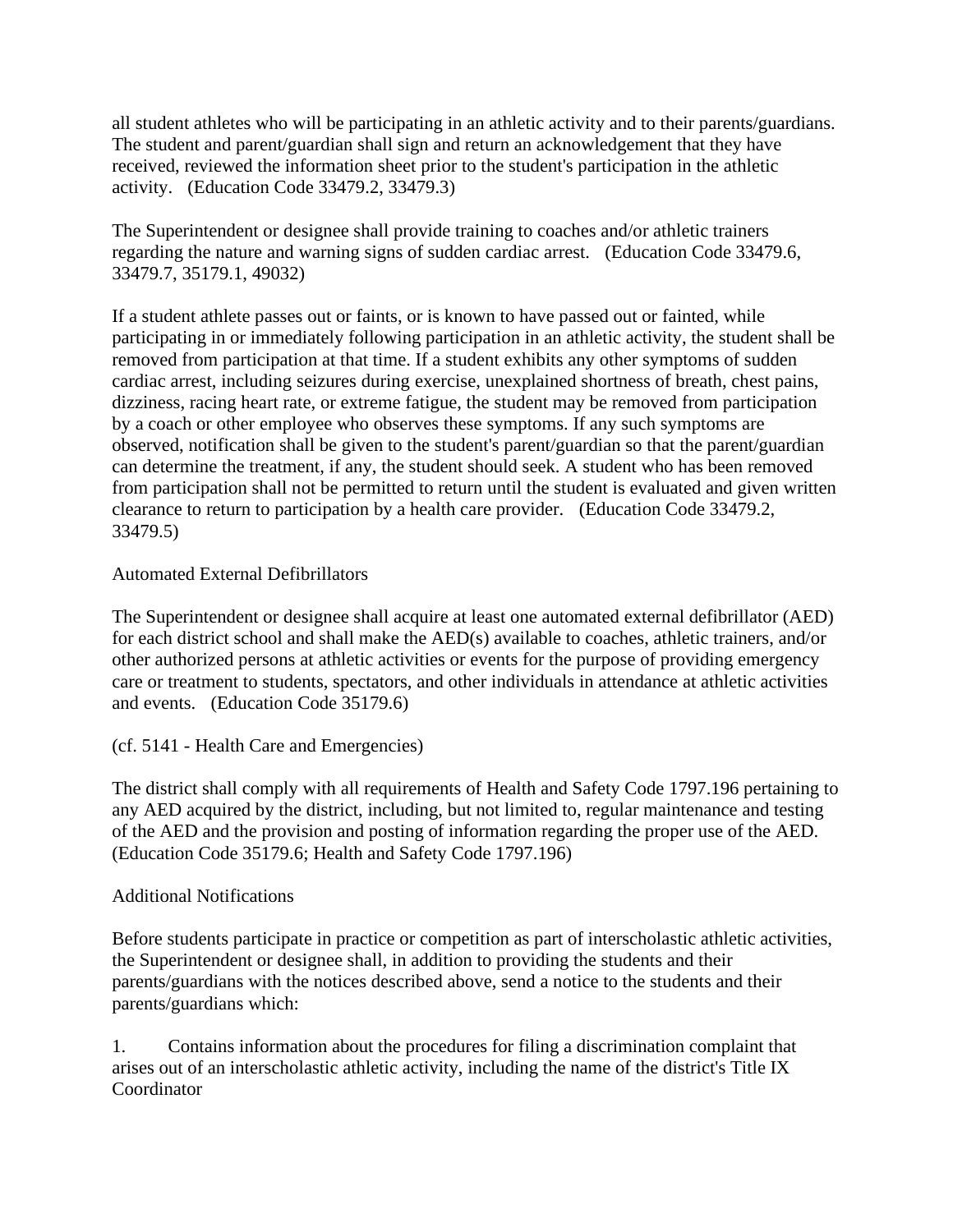all student athletes who will be participating in an athletic activity and to their parents/guardians. The student and parent/guardian shall sign and return an acknowledgement that they have received, reviewed the information sheet prior to the student's participation in the athletic activity.   (Education Code 33479.2, 33479.3)

The Superintendent or designee shall provide training to coaches and/or athletic trainers regarding the nature and warning signs of sudden cardiac arrest.   (Education Code 33479.6, 33479.7, 35179.1, 49032)

If a student athlete passes out or faints, or is known to have passed out or fainted, while participating in or immediately following participation in an athletic activity, the student shall be removed from participation at that time. If a student exhibits any other symptoms of sudden cardiac arrest, including seizures during exercise, unexplained shortness of breath, chest pains, dizziness, racing heart rate, or extreme fatigue, the student may be removed from participation by a coach or other employee who observes these symptoms. If any such symptoms are observed, notification shall be given to the student's parent/guardian so that the parent/guardian can determine the treatment, if any, the student should seek. A student who has been removed from participation shall not be permitted to return until the student is evaluated and given written clearance to return to participation by a health care provider.   (Education Code 33479.2, 33479.5)

Automated External Defibrillators

The Superintendent or designee shall acquire at least one automated external defibrillator (AED) for each district school and shall make the AED(s) available to coaches, athletic trainers, and/or other authorized persons at athletic activities or events for the purpose of providing emergency care or treatment to students, spectators, and other individuals in attendance at athletic activities and events.   (Education Code 35179.6)

(cf. 5141 - Health Care and Emergencies)

The district shall comply with all requirements of Health and Safety Code 1797.196 pertaining to any AED acquired by the district, including, but not limited to, regular maintenance and testing of the AED and the provision and posting of information regarding the proper use of the AED. (Education Code 35179.6; Health and Safety Code 1797.196)

Additional Notifications

Before students participate in practice or competition as part of interscholastic athletic activities, the Superintendent or designee shall, in addition to providing the students and their parents/guardians with the notices described above, send a notice to the students and their parents/guardians which:

1. Contains information about the procedures for filing a discrimination complaint that arises out of an interscholastic athletic activity, including the name of the district's Title IX Coordinator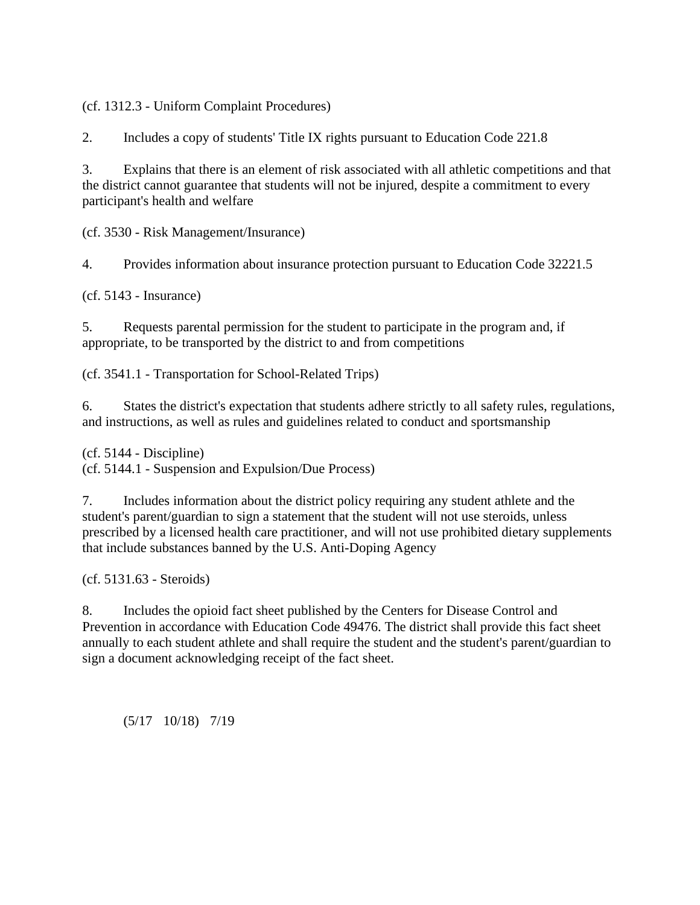(cf. 1312.3 - Uniform Complaint Procedures)

2. Includes a copy of students' Title IX rights pursuant to Education Code 221.8

3. Explains that there is an element of risk associated with all athletic competitions and that the district cannot guarantee that students will not be injured, despite a commitment to every participant's health and welfare

(cf. 3530 - Risk Management/Insurance)

4. Provides information about insurance protection pursuant to Education Code 32221.5

(cf. 5143 - Insurance)

5. Requests parental permission for the student to participate in the program and, if appropriate, to be transported by the district to and from competitions

(cf. 3541.1 - Transportation for School-Related Trips)

6. States the district's expectation that students adhere strictly to all safety rules, regulations, and instructions, as well as rules and guidelines related to conduct and sportsmanship

(cf. 5144 - Discipline)
(cf. 5144.1 - Suspension and Expulsion/Due Process)

7. Includes information about the district policy requiring any student athlete and the student's parent/guardian to sign a statement that the student will not use steroids, unless prescribed by a licensed health care practitioner, and will not use prohibited dietary supplements that include substances banned by the U.S. Anti-Doping Agency

(cf. 5131.63 - Steroids)

8. Includes the opioid fact sheet published by the Centers for Disease Control and Prevention in accordance with Education Code 49476. The district shall provide this fact sheet annually to each student athlete and shall require the student and the student's parent/guardian to sign a document acknowledging receipt of the fact sheet.

(5/17 10/18) 7/19